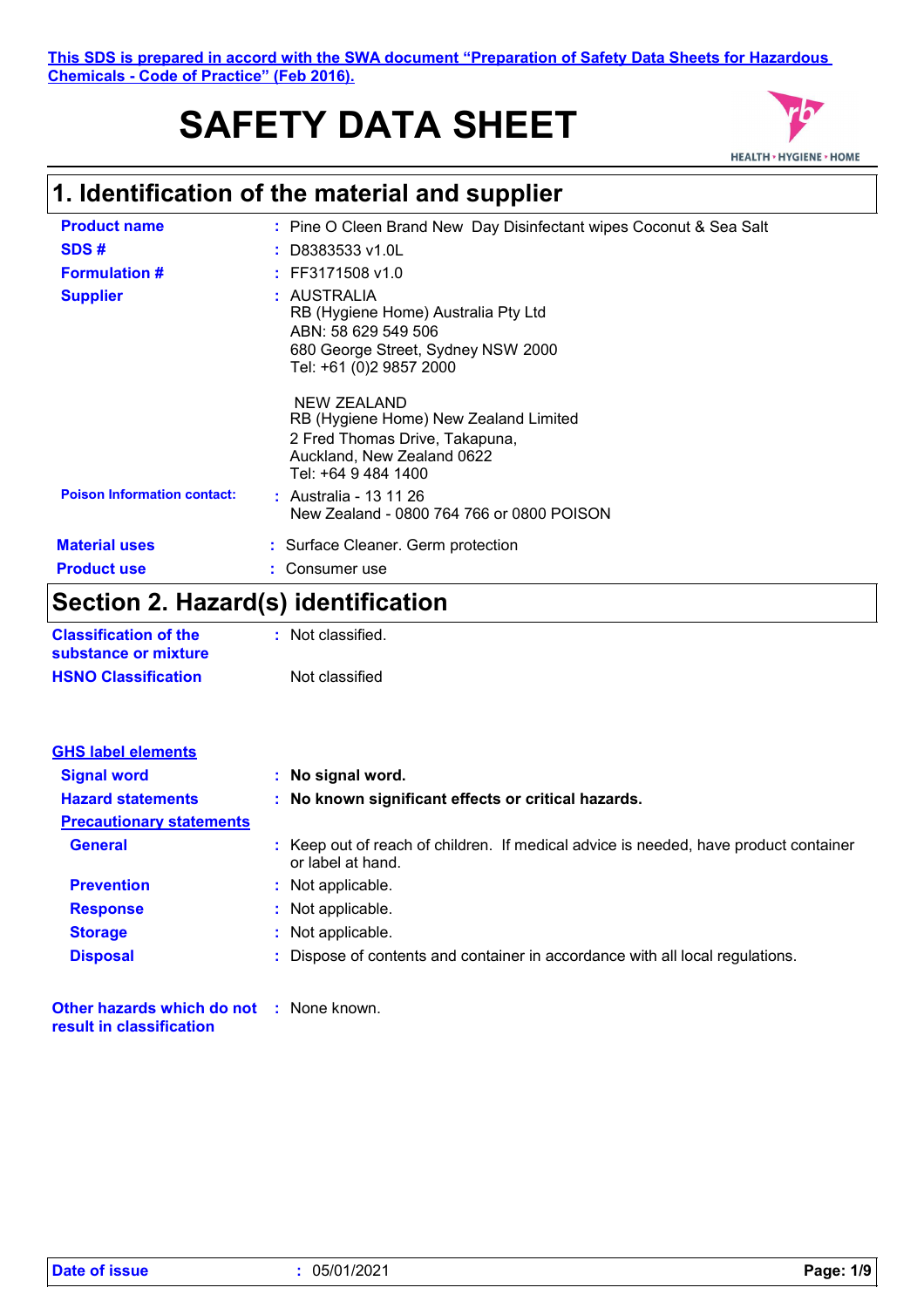This SDS is prepared in accord with the SWA document "Preparation of Safety Data Sheets for Hazardous Chemicals - Code of Practice" (Feb 2016).

# SAFETY DATA SHEET

HEALTH • HYGIENE • HOME

## 1. Identification of the material and supplier

**Product name** : Pine O Cleen Brand New Day Disinfectant wipes Coconut & Sea Salt

**SDS #** : D8383533 v1.0L

**Formulation #** : FF3171508 v1.0

**Supplier** : AUSTRALIA
RB (Hygiene Home) Australia Pty Ltd
ABN: 58 629 549 506
680 George Street, Sydney NSW 2000
Tel: +61 (0)2 9857 2000

NEW ZEALAND
RB (Hygiene Home) New Zealand Limited
2 Fred Thomas Drive, Takapuna,
Auckland, New Zealand 0622
Tel: +64 9 484 1400

**Poison Information contact:** : Australia - 13 11 26
New Zealand - 0800 764 766 or 0800 POISON

**Material uses** : Surface Cleaner. Germ protection

**Product use** : Consumer use

## Section 2. Hazard(s) identification

**Classification of the substance or mixture** : Not classified.

**HSNO Classification** Not classified

**GHS label elements**

**Signal word** : **No signal word.**

**Hazard statements** : **No known significant effects or critical hazards.**

**Precautionary statements**

**General** : Keep out of reach of children. If medical advice is needed, have product container or label at hand.

**Prevention** : Not applicable.

**Response** : Not applicable.

**Storage** : Not applicable.

**Disposal** : Dispose of contents and container in accordance with all local regulations.

**Other hazards which do not result in classification** : None known.

**Date of issue** : 05/01/2021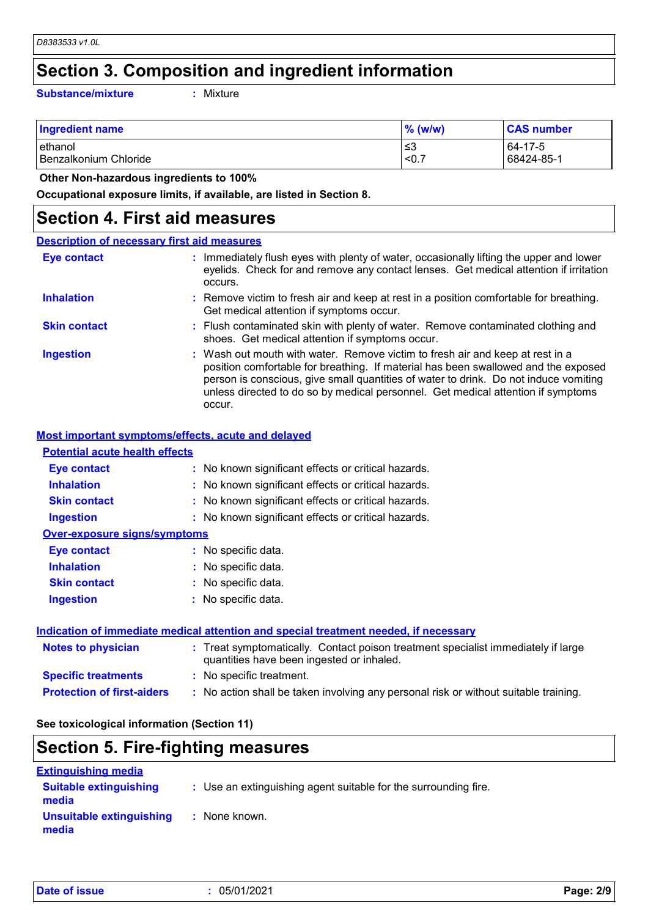## Section 3. Composition and ingredient information

**Substance/mixture** : Mixture

| Ingredient name | % (w/w) | CAS number |
|---|---|---|
| ethanol | ≤3 | 64-17-5 |
| Benzalkonium Chloride | <0.7 | 68424-85-1 |

**Other Non-hazardous ingredients to 100%**

**Occupational exposure limits, if available, are listed in Section 8.**

## Section 4. First aid measures

### Description of necessary first aid measures

**Eye contact** : Immediately flush eyes with plenty of water, occasionally lifting the upper and lower eyelids. Check for and remove any contact lenses. Get medical attention if irritation occurs.

**Inhalation** : Remove victim to fresh air and keep at rest in a position comfortable for breathing. Get medical attention if symptoms occur.

**Skin contact** : Flush contaminated skin with plenty of water. Remove contaminated clothing and shoes. Get medical attention if symptoms occur.

**Ingestion** : Wash out mouth with water. Remove victim to fresh air and keep at rest in a position comfortable for breathing. If material has been swallowed and the exposed person is conscious, give small quantities of water to drink. Do not induce vomiting unless directed to do so by medical personnel. Get medical attention if symptoms occur.

### Most important symptoms/effects, acute and delayed

#### Potential acute health effects

**Eye contact** : No known significant effects or critical hazards.

**Inhalation** : No known significant effects or critical hazards.

**Skin contact** : No known significant effects or critical hazards.

**Ingestion** : No known significant effects or critical hazards.

#### Over-exposure signs/symptoms

**Eye contact** : No specific data.

**Inhalation** : No specific data.

**Skin contact** : No specific data.

**Ingestion** : No specific data.

### Indication of immediate medical attention and special treatment needed, if necessary

**Notes to physician** : Treat symptomatically. Contact poison treatment specialist immediately if large quantities have been ingested or inhaled.

**Specific treatments** : No specific treatment.

**Protection of first-aiders** : No action shall be taken involving any personal risk or without suitable training.

**See toxicological information (Section 11)**

## Section 5. Fire-fighting measures

### Extinguishing media

**Suitable extinguishing media** : Use an extinguishing agent suitable for the surrounding fire.

**Unsuitable extinguishing media** : None known.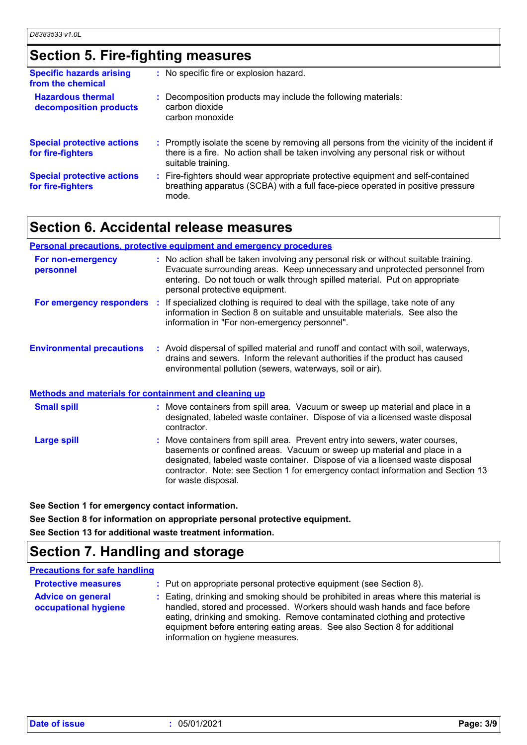## Section 5. Fire-fighting measures

**Specific hazards arising from the chemical** : No specific fire or explosion hazard.

**Hazardous thermal decomposition products** : Decomposition products may include the following materials:
carbon dioxide
carbon monoxide

**Special protective actions for fire-fighters** : Promptly isolate the scene by removing all persons from the vicinity of the incident if there is a fire. No action shall be taken involving any personal risk or without suitable training.

**Special protective actions for fire-fighters** : Fire-fighters should wear appropriate protective equipment and self-contained breathing apparatus (SCBA) with a full face-piece operated in positive pressure mode.

## Section 6. Accidental release measures

### Personal precautions, protective equipment and emergency procedures

**For non-emergency personnel** : No action shall be taken involving any personal risk or without suitable training. Evacuate surrounding areas. Keep unnecessary and unprotected personnel from entering. Do not touch or walk through spilled material. Put on appropriate personal protective equipment.

**For emergency responders** : If specialized clothing is required to deal with the spillage, take note of any information in Section 8 on suitable and unsuitable materials. See also the information in "For non-emergency personnel".

**Environmental precautions** : Avoid dispersal of spilled material and runoff and contact with soil, waterways, drains and sewers. Inform the relevant authorities if the product has caused environmental pollution (sewers, waterways, soil or air).

### Methods and materials for containment and cleaning up

**Small spill** : Move containers from spill area. Vacuum or sweep up material and place in a designated, labeled waste container. Dispose of via a licensed waste disposal contractor.

**Large spill** : Move containers from spill area. Prevent entry into sewers, water courses, basements or confined areas. Vacuum or sweep up material and place in a designated, labeled waste container. Dispose of via a licensed waste disposal contractor. Note: see Section 1 for emergency contact information and Section 13 for waste disposal.

**See Section 1 for emergency contact information.**

**See Section 8 for information on appropriate personal protective equipment.**

**See Section 13 for additional waste treatment information.**

## Section 7. Handling and storage

### Precautions for safe handling

**Protective measures** : Put on appropriate personal protective equipment (see Section 8).

**Advice on general occupational hygiene** : Eating, drinking and smoking should be prohibited in areas where this material is handled, stored and processed. Workers should wash hands and face before eating, drinking and smoking. Remove contaminated clothing and protective equipment before entering eating areas. See also Section 8 for additional information on hygiene measures.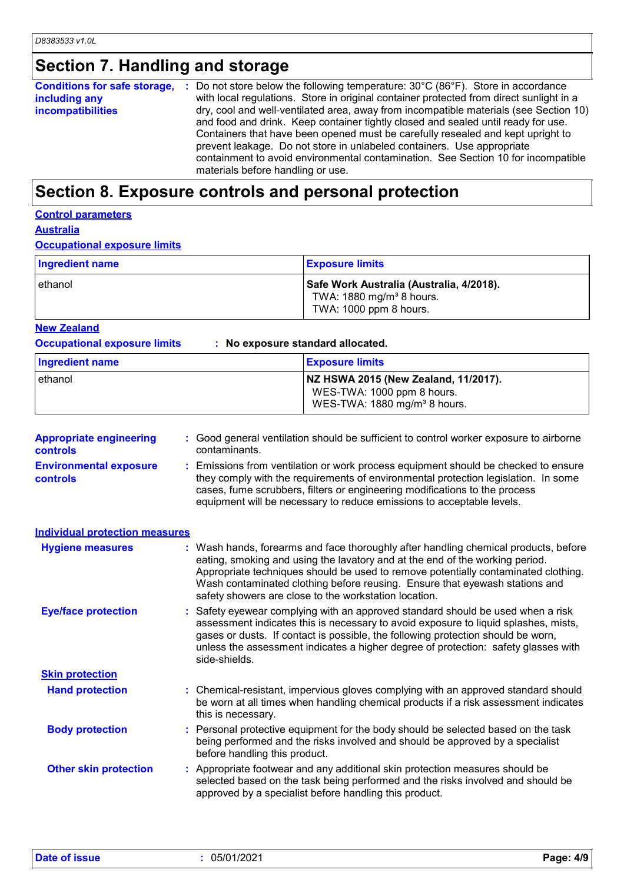## Section 7. Handling and storage

**Conditions for safe storage, including any incompatibilities** : Do not store below the following temperature: 30°C (86°F). Store in accordance with local regulations. Store in original container protected from direct sunlight in a dry, cool and well-ventilated area, away from incompatible materials (see Section 10) and food and drink. Keep container tightly closed and sealed until ready for use. Containers that have been opened must be carefully resealed and kept upright to prevent leakage. Do not store in unlabeled containers. Use appropriate containment to avoid environmental contamination. See Section 10 for incompatible materials before handling or use.

## Section 8. Exposure controls and personal protection

### Control parameters

#### Australia

**Occupational exposure limits**

| Ingredient name | Exposure limits |
|---|---|
| ethanol | **Safe Work Australia (Australia, 4/2018).**<br>TWA: 1880 mg/m³ 8 hours.<br>TWA: 1000 ppm 8 hours. |

#### New Zealand

**Occupational exposure limits** : **No exposure standard allocated.**

| Ingredient name | Exposure limits |
|---|---|
| ethanol | **NZ HSWA 2015 (New Zealand, 11/2017).**<br>WES-TWA: 1000 ppm 8 hours.<br>WES-TWA: 1880 mg/m³ 8 hours. |

**Appropriate engineering controls** : Good general ventilation should be sufficient to control worker exposure to airborne contaminants.

**Environmental exposure controls** : Emissions from ventilation or work process equipment should be checked to ensure they comply with the requirements of environmental protection legislation. In some cases, fume scrubbers, filters or engineering modifications to the process equipment will be necessary to reduce emissions to acceptable levels.

### Individual protection measures

**Hygiene measures** : Wash hands, forearms and face thoroughly after handling chemical products, before eating, smoking and using the lavatory and at the end of the working period. Appropriate techniques should be used to remove potentially contaminated clothing. Wash contaminated clothing before reusing. Ensure that eyewash stations and safety showers are close to the workstation location.

**Eye/face protection** : Safety eyewear complying with an approved standard should be used when a risk assessment indicates this is necessary to avoid exposure to liquid splashes, mists, gases or dusts. If contact is possible, the following protection should be worn, unless the assessment indicates a higher degree of protection: safety glasses with side-shields.

#### Skin protection

**Hand protection** : Chemical-resistant, impervious gloves complying with an approved standard should be worn at all times when handling chemical products if a risk assessment indicates this is necessary.

**Body protection** : Personal protective equipment for the body should be selected based on the task being performed and the risks involved and should be approved by a specialist before handling this product.

**Other skin protection** : Appropriate footwear and any additional skin protection measures should be selected based on the task being performed and the risks involved and should be approved by a specialist before handling this product.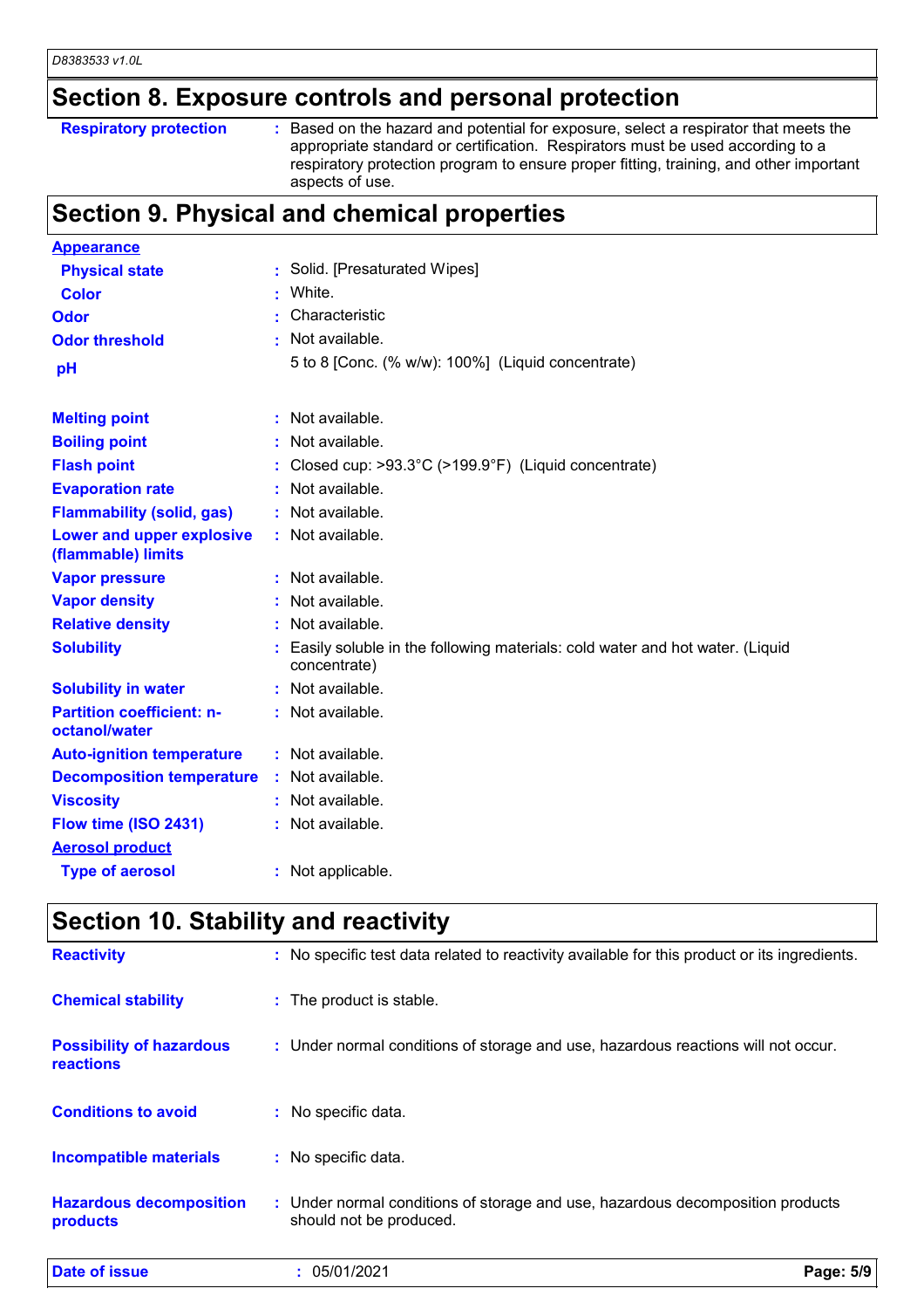## Section 8. Exposure controls and personal protection

| | |
|---|---|
| **Respiratory protection** | : Based on the hazard and potential for exposure, select a respirator that meets the appropriate standard or certification. Respirators must be used according to a respiratory protection program to ensure proper fitting, training, and other important aspects of use. |

## Section 9. Physical and chemical properties

| | |
|---|---|
| **Appearance** | |
| **Physical state** | : Solid. [Presaturated Wipes] |
| **Color** | : White. |
| **Odor** | : Characteristic |
| **Odor threshold** | : Not available. |
| **pH** | 5 to 8 [Conc. (% w/w): 100%] (Liquid concentrate) |
| **Melting point** | : Not available. |
| **Boiling point** | : Not available. |
| **Flash point** | : Closed cup: >93.3°C (>199.9°F) (Liquid concentrate) |
| **Evaporation rate** | : Not available. |
| **Flammability (solid, gas)** | : Not available. |
| **Lower and upper explosive (flammable) limits** | : Not available. |
| **Vapor pressure** | : Not available. |
| **Vapor density** | : Not available. |
| **Relative density** | : Not available. |
| **Solubility** | : Easily soluble in the following materials: cold water and hot water. (Liquid concentrate) |
| **Solubility in water** | : Not available. |
| **Partition coefficient: n-octanol/water** | : Not available. |
| **Auto-ignition temperature** | : Not available. |
| **Decomposition temperature** | : Not available. |
| **Viscosity** | : Not available. |
| **Flow time (ISO 2431)** | : Not available. |
| **Aerosol product** | |
| **Type of aerosol** | : Not applicable. |

## Section 10. Stability and reactivity

| | |
|---|---|
| **Reactivity** | : No specific test data related to reactivity available for this product or its ingredients. |
| **Chemical stability** | : The product is stable. |
| **Possibility of hazardous reactions** | : Under normal conditions of storage and use, hazardous reactions will not occur. |
| **Conditions to avoid** | : No specific data. |
| **Incompatible materials** | : No specific data. |
| **Hazardous decomposition products** | : Under normal conditions of storage and use, hazardous decomposition products should not be produced. |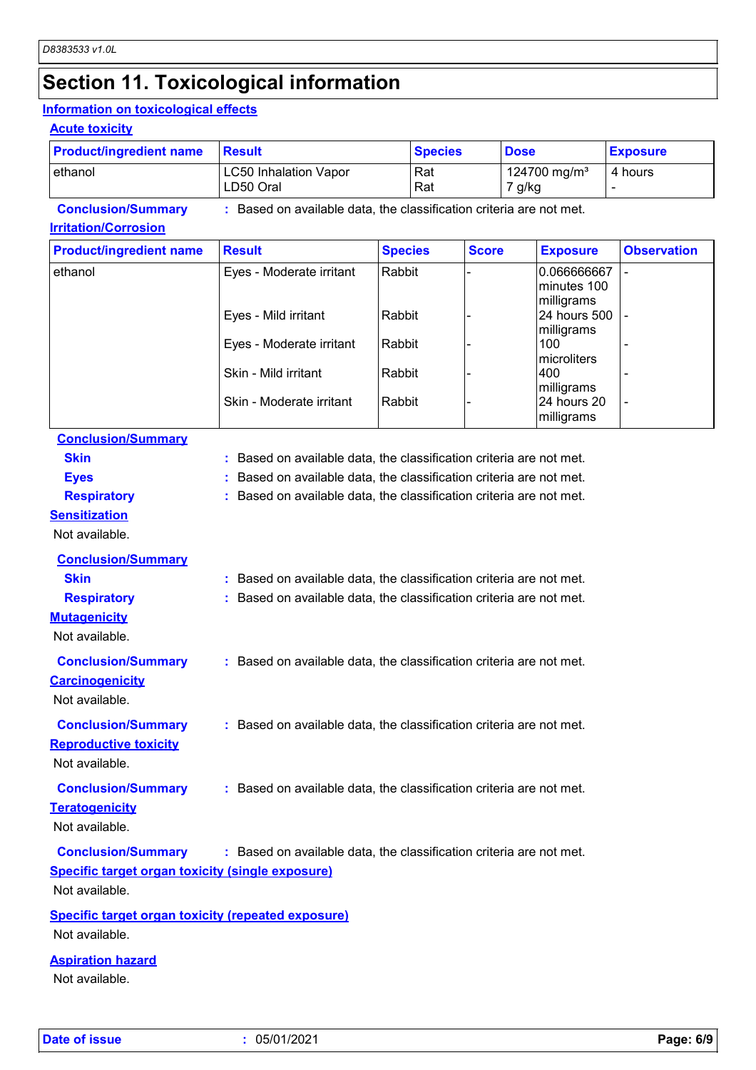# Section 11. Toxicological information

## Information on toxicological effects

### Acute toxicity

| Product/ingredient name | Result | Species | Dose | Exposure |
|---|---|---|---|---|
| ethanol | LC50 Inhalation Vapor<br>LD50 Oral | Rat<br>Rat | 124700 mg/m³<br>7 g/kg | 4 hours<br>- |

**Conclusion/Summary** : Based on available data, the classification criteria are not met.

### Irritation/Corrosion

| Product/ingredient name | Result | Species | Score | Exposure | Observation |
|---|---|---|---|---|---|
| ethanol | Eyes - Moderate irritant | Rabbit | - | 0.066666667 minutes 100 milligrams | - |
| | Eyes - Mild irritant | Rabbit | - | 24 hours 500 milligrams | - |
| | Eyes - Moderate irritant | Rabbit | - | 100 microliters | - |
| | Skin - Mild irritant | Rabbit | - | 400 milligrams | - |
| | Skin - Moderate irritant | Rabbit | - | 24 hours 20 milligrams | - |

**Conclusion/Summary**

**Skin** : Based on available data, the classification criteria are not met.

**Eyes** : Based on available data, the classification criteria are not met.

**Respiratory** : Based on available data, the classification criteria are not met.

### Sensitization

Not available.

**Conclusion/Summary**

**Skin** : Based on available data, the classification criteria are not met.

**Respiratory** : Based on available data, the classification criteria are not met.

### Mutagenicity

Not available.

**Conclusion/Summary** : Based on available data, the classification criteria are not met.

### Carcinogenicity

Not available.

**Conclusion/Summary** : Based on available data, the classification criteria are not met.

### Reproductive toxicity

Not available.

**Conclusion/Summary** : Based on available data, the classification criteria are not met.

### Teratogenicity

Not available.

**Conclusion/Summary** : Based on available data, the classification criteria are not met.

### Specific target organ toxicity (single exposure)

Not available.

### Specific target organ toxicity (repeated exposure)

Not available.

### Aspiration hazard

Not available.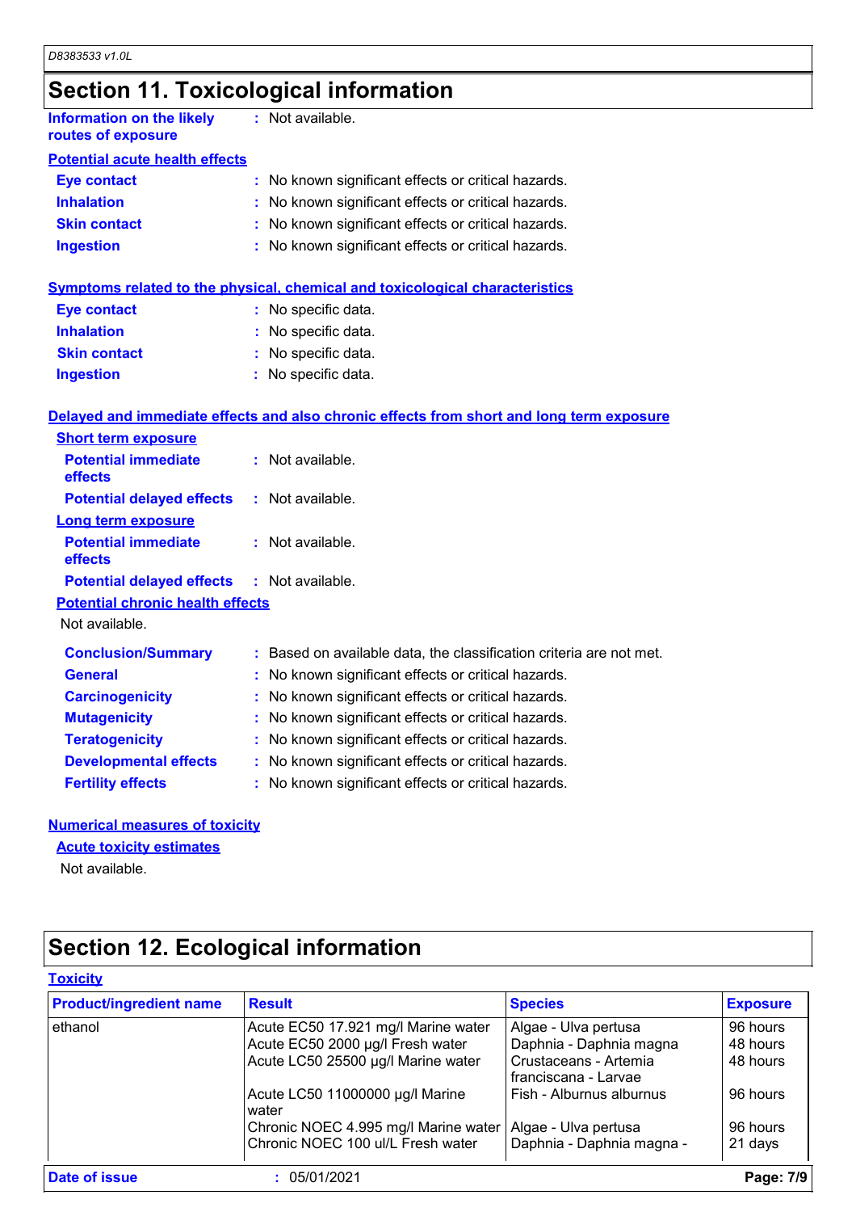## Section 11. Toxicological information

**Information on the likely routes of exposure** : Not available.

**Potential acute health effects**

- **Eye contact** : No known significant effects or critical hazards.
- **Inhalation** : No known significant effects or critical hazards.
- **Skin contact** : No known significant effects or critical hazards.
- **Ingestion** : No known significant effects or critical hazards.

**Symptoms related to the physical, chemical and toxicological characteristics**

- **Eye contact** : No specific data.
- **Inhalation** : No specific data.
- **Skin contact** : No specific data.
- **Ingestion** : No specific data.

**Delayed and immediate effects and also chronic effects from short and long term exposure**

**Short term exposure**

- **Potential immediate effects** : Not available.
- **Potential delayed effects** : Not available.

**Long term exposure**

- **Potential immediate effects** : Not available.
- **Potential delayed effects** : Not available.

**Potential chronic health effects**

Not available.

- **Conclusion/Summary** : Based on available data, the classification criteria are not met.
- **General** : No known significant effects or critical hazards.
- **Carcinogenicity** : No known significant effects or critical hazards.
- **Mutagenicity** : No known significant effects or critical hazards.
- **Teratogenicity** : No known significant effects or critical hazards.
- **Developmental effects** : No known significant effects or critical hazards.
- **Fertility effects** : No known significant effects or critical hazards.

**Numerical measures of toxicity**

**Acute toxicity estimates**

Not available.

## Section 12. Ecological information

**Toxicity**

| Product/ingredient name | Result | Species | Exposure |
|---|---|---|---|
| ethanol | Acute EC50 17.921 mg/l Marine water | Algae - Ulva pertusa | 96 hours |
| | Acute EC50 2000 µg/l Fresh water | Daphnia - Daphnia magna | 48 hours |
| | Acute LC50 25500 µg/l Marine water | Crustaceans - Artemia franciscana - Larvae | 48 hours |
| | Acute LC50 11000000 µg/l Marine water | Fish - Alburnus alburnus | 96 hours |
| | Chronic NOEC 4.995 mg/l Marine water | Algae - Ulva pertusa | 96 hours |
| | Chronic NOEC 100 ul/L Fresh water | Daphnia - Daphnia magna - | 21 days |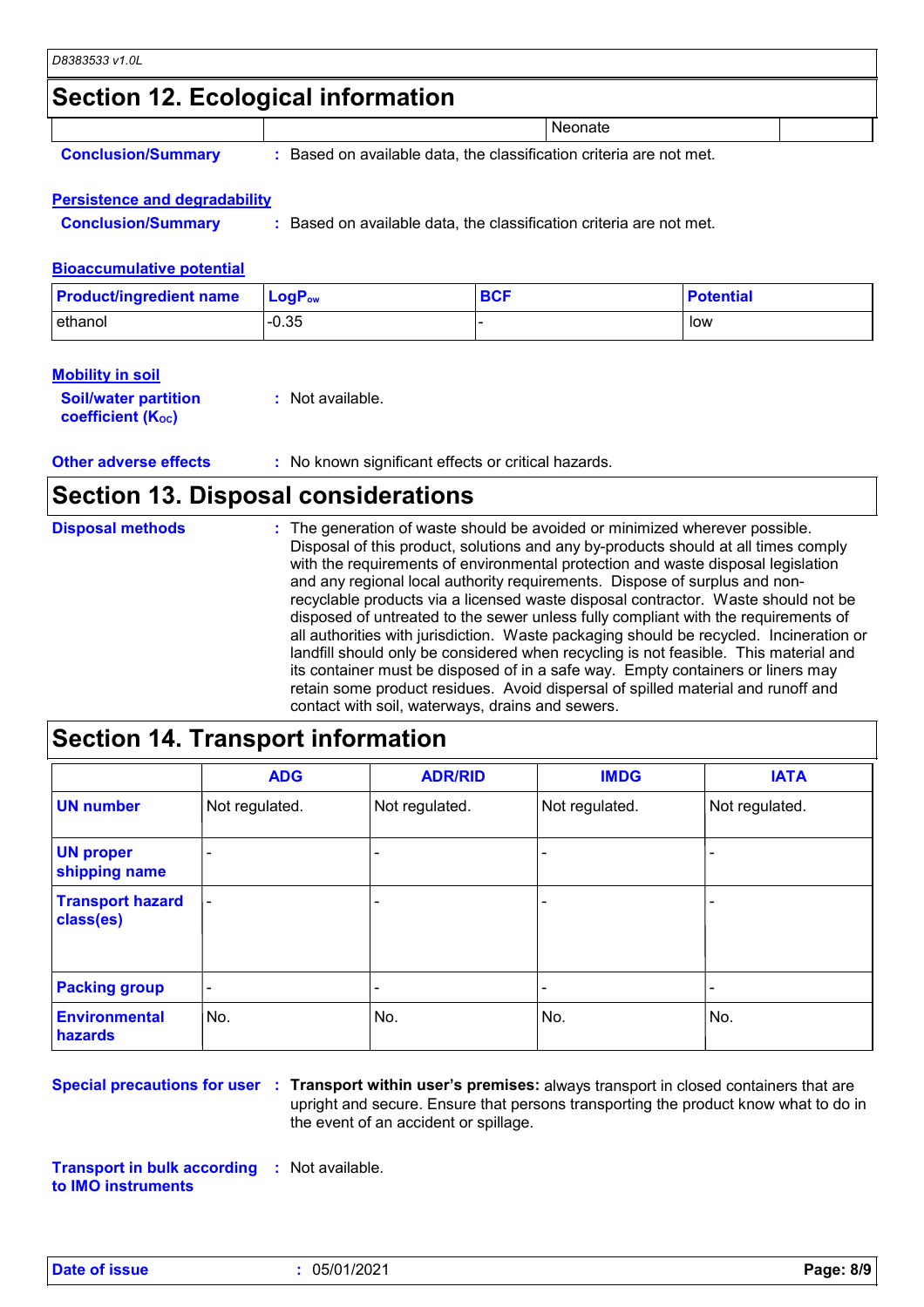## Section 12. Ecological information

| | | Neonate | |
|---|---|---|---|

**Conclusion/Summary** : Based on available data, the classification criteria are not met.

**Persistence and degradability**

**Conclusion/Summary** : Based on available data, the classification criteria are not met.

**Bioaccumulative potential**

| Product/ingredient name | $LogP_{ow}$ | BCF | Potential |
|---|---|---|---|
| ethanol | -0.35 | - | low |

**Mobility in soil**

**Soil/water partition coefficient ($K_{OC}$)** : Not available.

**Other adverse effects** : No known significant effects or critical hazards.

## Section 13. Disposal considerations

**Disposal methods** : The generation of waste should be avoided or minimized wherever possible. Disposal of this product, solutions and any by-products should at all times comply with the requirements of environmental protection and waste disposal legislation and any regional local authority requirements. Dispose of surplus and non-recyclable products via a licensed waste disposal contractor. Waste should not be disposed of untreated to the sewer unless fully compliant with the requirements of all authorities with jurisdiction. Waste packaging should be recycled. Incineration or landfill should only be considered when recycling is not feasible. This material and its container must be disposed of in a safe way. Empty containers or liners may retain some product residues. Avoid dispersal of spilled material and runoff and contact with soil, waterways, drains and sewers.

## Section 14. Transport information

| | ADG | ADR/RID | IMDG | IATA |
|---|---|---|---|---|
| UN number | Not regulated. | Not regulated. | Not regulated. | Not regulated. |
| UN proper shipping name | - | - | - | - |
| Transport hazard class(es) | - | - | - | - |
| Packing group | - | - | - | - |
| Environmental hazards | No. | No. | No. | No. |

**Special precautions for user** : **Transport within user's premises:** always transport in closed containers that are upright and secure. Ensure that persons transporting the product know what to do in the event of an accident or spillage.

**Transport in bulk according to IMO instruments** : Not available.

**Date of issue** : 05/01/2021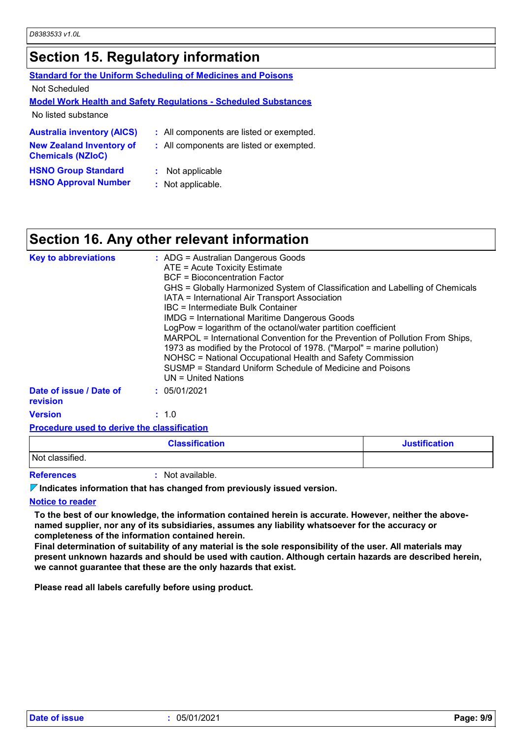## Section 15. Regulatory information

**Standard for the Uniform Scheduling of Medicines and Poisons**

Not Scheduled

**Model Work Health and Safety Regulations - Scheduled Substances**

No listed substance

**Australia inventory (AICS)** : All components are listed or exempted.

**New Zealand Inventory of Chemicals (NZIoC)** : All components are listed or exempted.

**HSNO Group Standard** : Not applicable

**HSNO Approval Number** : Not applicable.

## Section 16. Any other relevant information

**Key to abbreviations** :

ADG = Australian Dangerous Goods
ATE = Acute Toxicity Estimate
BCF = Bioconcentration Factor
GHS = Globally Harmonized System of Classification and Labelling of Chemicals
IATA = International Air Transport Association
IBC = Intermediate Bulk Container
IMDG = International Maritime Dangerous Goods
LogPow = logarithm of the octanol/water partition coefficient
MARPOL = International Convention for the Prevention of Pollution From Ships, 1973 as modified by the Protocol of 1978. ("Marpol" = marine pollution)
NOHSC = National Occupational Health and Safety Commission
SUSMP = Standard Uniform Schedule of Medicine and Poisons
UN = United Nations

**Date of issue / Date of revision** : 05/01/2021

**Version** : 1.0

**Procedure used to derive the classification**

| Classification | Justification |
|---|---|
| Not classified. | |

**References** : Not available.

**Indicates information that has changed from previously issued version.**

**Notice to reader**

**To the best of our knowledge, the information contained herein is accurate. However, neither the above-named supplier, nor any of its subsidiaries, assumes any liability whatsoever for the accuracy or completeness of the information contained herein.**
**Final determination of suitability of any material is the sole responsibility of the user. All materials may present unknown hazards and should be used with caution. Although certain hazards are described herein, we cannot guarantee that these are the only hazards that exist.**

**Please read all labels carefully before using product.**